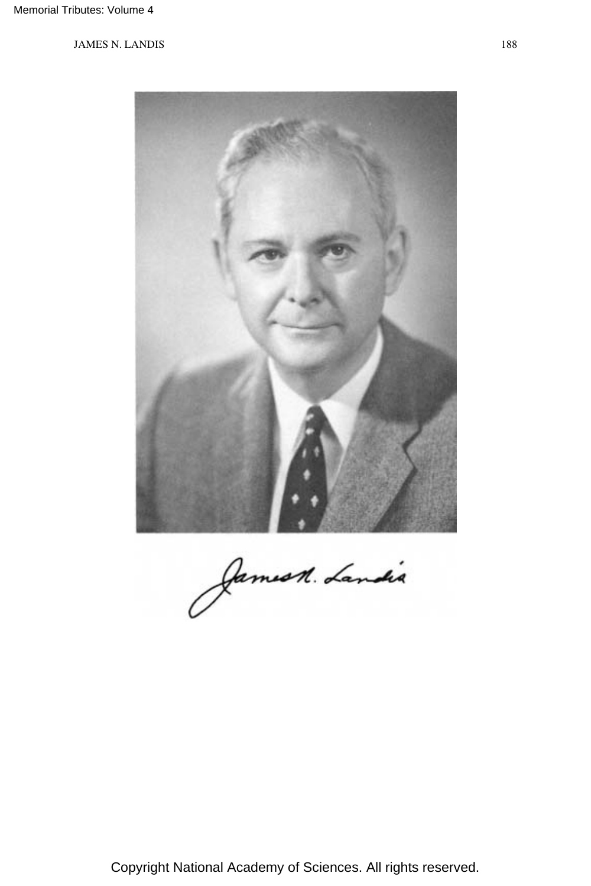James N. Landis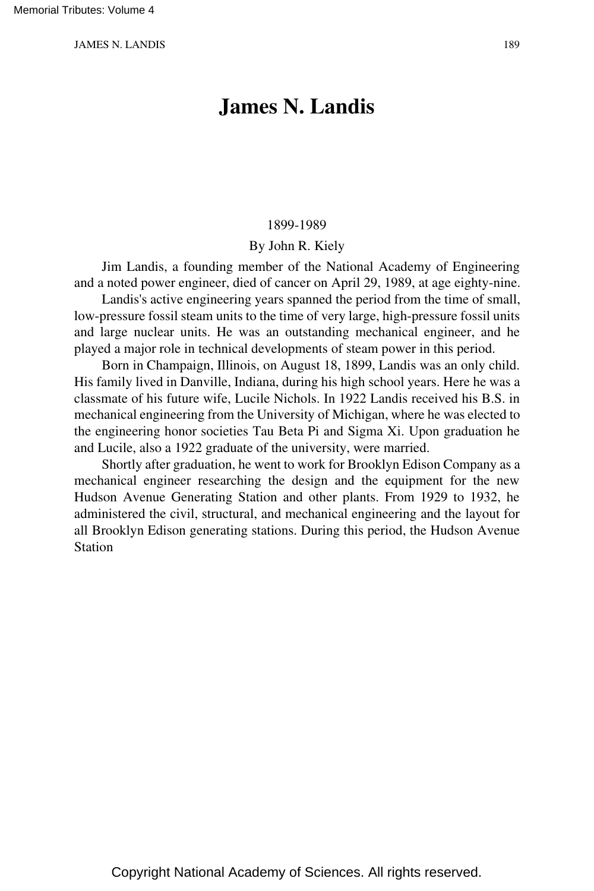# James N. Landis

1899-1989

By John R. Kiely

Jim Landis, a founding member of the National Academy of Engineering and a noted power engineer, died of cancer on April 29, 1989, at age eighty-nine.

Landis's active engineering years spanned the period from the time of small, low-pressure fossil steam units to the time of very large, high-pressure fossil units and large nuclear units. He was an outstanding mechanical engineer, and he played a major role in technical developments of steam power in this period.

Born in Champaign, Illinois, on August 18, 1899, Landis was an only child. His family lived in Danville, Indiana, during his high school years. Here he was a classmate of his future wife, Lucile Nichols. In 1922 Landis received his B.S. in mechanical engineering from the University of Michigan, where he was elected to the engineering honor societies Tau Beta Pi and Sigma Xi. Upon graduation he and Lucile, also a 1922 graduate of the university, were married.

Shortly after graduation, he went to work for Brooklyn Edison Company as a mechanical engineer researching the design and the equipment for the new Hudson Avenue Generating Station and other plants. From 1929 to 1932, he administered the civil, structural, and mechanical engineering and the layout for all Brooklyn Edison generating stations. During this period, the Hudson Avenue Station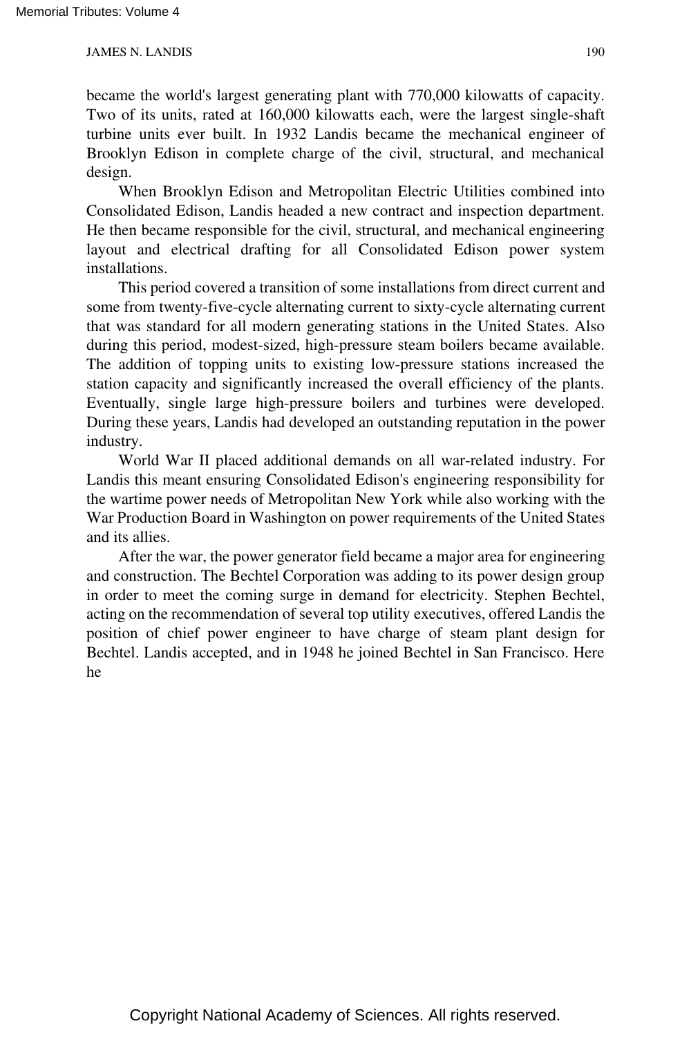became the world's largest generating plant with 770,000 kilowatts of capacity. Two of its units, rated at 160,000 kilowatts each, were the largest single-shaft turbine units ever built. In 1932 Landis became the mechanical engineer of Brooklyn Edison in complete charge of the civil, structural, and mechanical design.

When Brooklyn Edison and Metropolitan Electric Utilities combined into Consolidated Edison, Landis headed a new contract and inspection department. He then became responsible for the civil, structural, and mechanical engineering layout and electrical drafting for all Consolidated Edison power system installations.

This period covered a transition of some installations from direct current and some from twenty-five-cycle alternating current to sixty-cycle alternating current that was standard for all modern generating stations in the United States. Also during this period, modest-sized, high-pressure steam boilers became available. The addition of topping units to existing low-pressure stations increased the station capacity and significantly increased the overall efficiency of the plants. Eventually, single large high-pressure boilers and turbines were developed. During these years, Landis had developed an outstanding reputation in the power industry.

World War II placed additional demands on all war-related industry. For Landis this meant ensuring Consolidated Edison's engineering responsibility for the wartime power needs of Metropolitan New York while also working with the War Production Board in Washington on power requirements of the United States and its allies.

After the war, the power generator field became a major area for engineering and construction. The Bechtel Corporation was adding to its power design group in order to meet the coming surge in demand for electricity. Stephen Bechtel, acting on the recommendation of several top utility executives, offered Landis the position of chief power engineer to have charge of steam plant design for Bechtel. Landis accepted, and in 1948 he joined Bechtel in San Francisco. Here he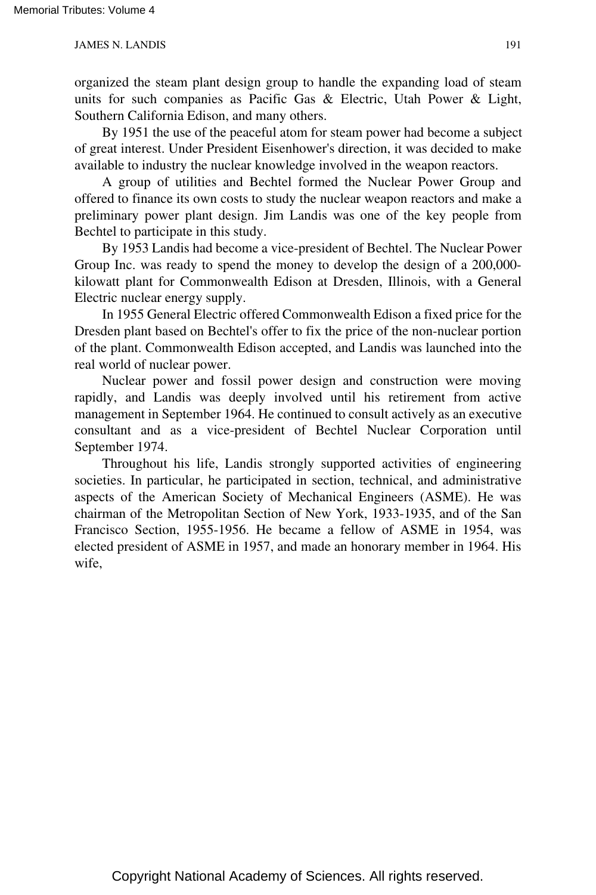organized the steam plant design group to handle the expanding load of steam units for such companies as Pacific Gas & Electric, Utah Power & Light, Southern California Edison, and many others.

By 1951 the use of the peaceful atom for steam power had become a subject of great interest. Under President Eisenhower's direction, it was decided to make available to industry the nuclear knowledge involved in the weapon reactors.

A group of utilities and Bechtel formed the Nuclear Power Group and offered to finance its own costs to study the nuclear weapon reactors and make a preliminary power plant design. Jim Landis was one of the key people from Bechtel to participate in this study.

By 1953 Landis had become a vice-president of Bechtel. The Nuclear Power Group Inc. was ready to spend the money to develop the design of a 200,000-kilowatt plant for Commonwealth Edison at Dresden, Illinois, with a General Electric nuclear energy supply.

In 1955 General Electric offered Commonwealth Edison a fixed price for the Dresden plant based on Bechtel's offer to fix the price of the non-nuclear portion of the plant. Commonwealth Edison accepted, and Landis was launched into the real world of nuclear power.

Nuclear power and fossil power design and construction were moving rapidly, and Landis was deeply involved until his retirement from active management in September 1964. He continued to consult actively as an executive consultant and as a vice-president of Bechtel Nuclear Corporation until September 1974.

Throughout his life, Landis strongly supported activities of engineering societies. In particular, he participated in section, technical, and administrative aspects of the American Society of Mechanical Engineers (ASME). He was chairman of the Metropolitan Section of New York, 1933-1935, and of the San Francisco Section, 1955-1956. He became a fellow of ASME in 1954, was elected president of ASME in 1957, and made an honorary member in 1964. His wife,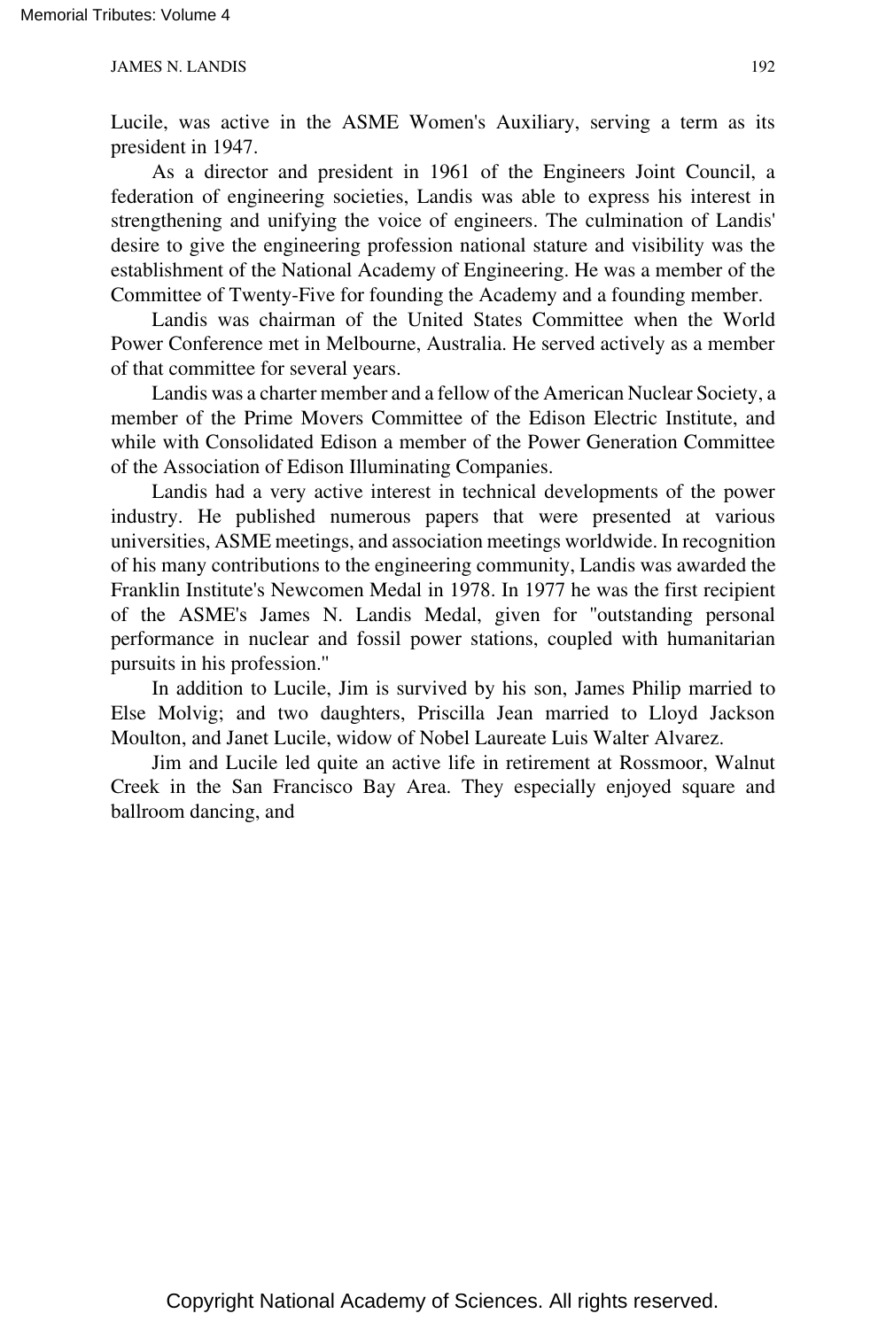Lucile, was active in the ASME Women's Auxiliary, serving a term as its president in 1947.

As a director and president in 1961 of the Engineers Joint Council, a federation of engineering societies, Landis was able to express his interest in strengthening and unifying the voice of engineers. The culmination of Landis' desire to give the engineering profession national stature and visibility was the establishment of the National Academy of Engineering. He was a member of the Committee of Twenty-Five for founding the Academy and a founding member.

Landis was chairman of the United States Committee when the World Power Conference met in Melbourne, Australia. He served actively as a member of that committee for several years.

Landis was a charter member and a fellow of the American Nuclear Society, a member of the Prime Movers Committee of the Edison Electric Institute, and while with Consolidated Edison a member of the Power Generation Committee of the Association of Edison Illuminating Companies.

Landis had a very active interest in technical developments of the power industry. He published numerous papers that were presented at various universities, ASME meetings, and association meetings worldwide. In recognition of his many contributions to the engineering community, Landis was awarded the Franklin Institute's Newcomen Medal in 1978. In 1977 he was the first recipient of the ASME's James N. Landis Medal, given for "outstanding personal performance in nuclear and fossil power stations, coupled with humanitarian pursuits in his profession."

In addition to Lucile, Jim is survived by his son, James Philip married to Else Molvig; and two daughters, Priscilla Jean married to Lloyd Jackson Moulton, and Janet Lucile, widow of Nobel Laureate Luis Walter Alvarez.

Jim and Lucile led quite an active life in retirement at Rossmoor, Walnut Creek in the San Francisco Bay Area. They especially enjoyed square and ballroom dancing, and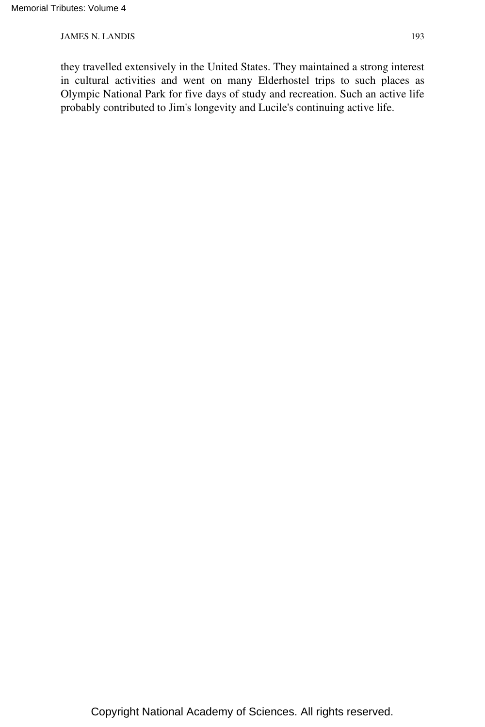they travelled extensively in the United States. They maintained a strong interest in cultural activities and went on many Elderhostel trips to such places as Olympic National Park for five days of study and recreation. Such an active life probably contributed to Jim's longevity and Lucile's continuing active life.